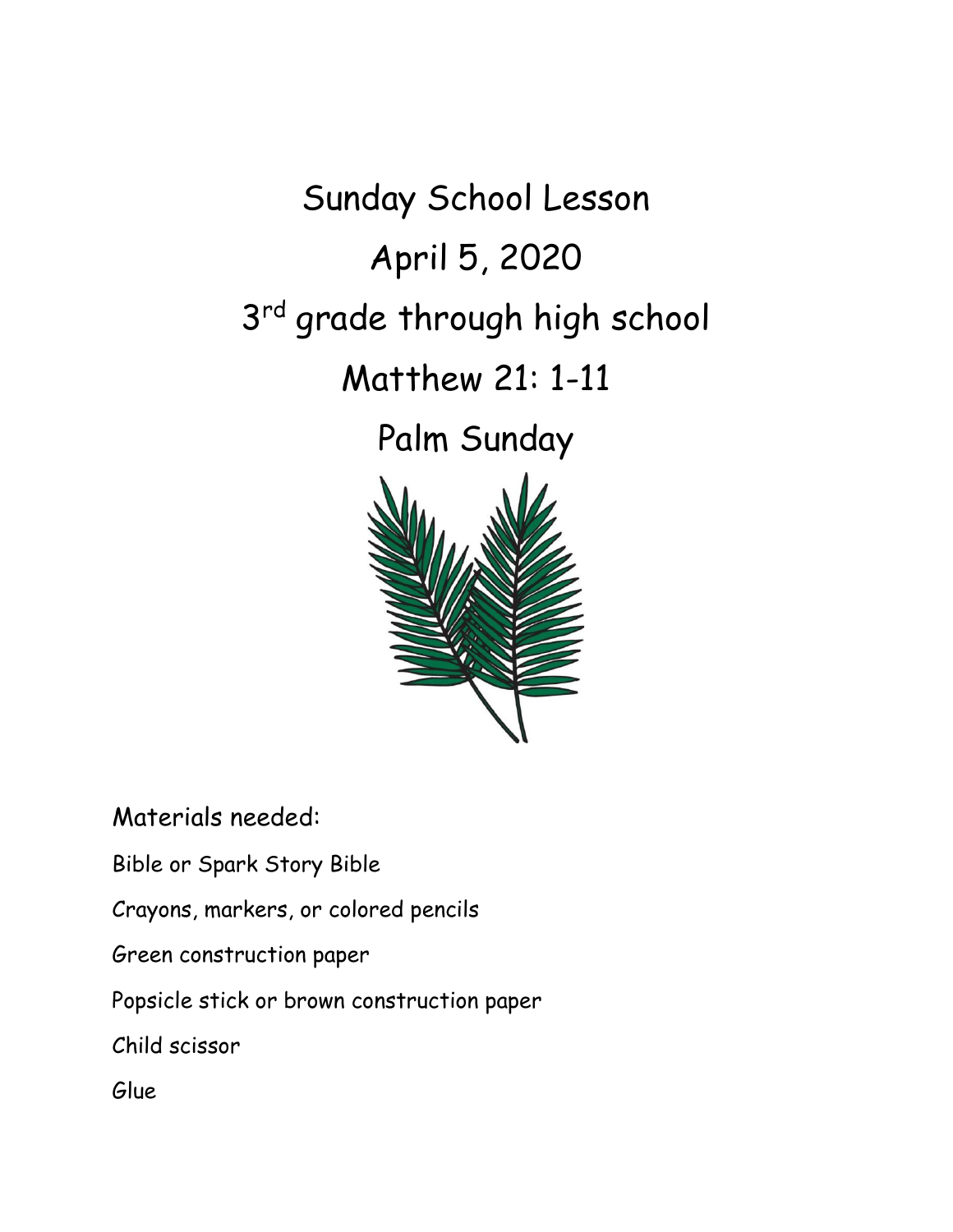# Sunday School Lesson

# April 5, 2020

# 3rd grade through high school

# Matthew 21: 1-11

# Palm Sunday

Materials needed:

Bible or Spark Story Bible

Crayons, markers, or colored pencils

Green construction paper

Popsicle stick or brown construction paper

Child scissor

Glue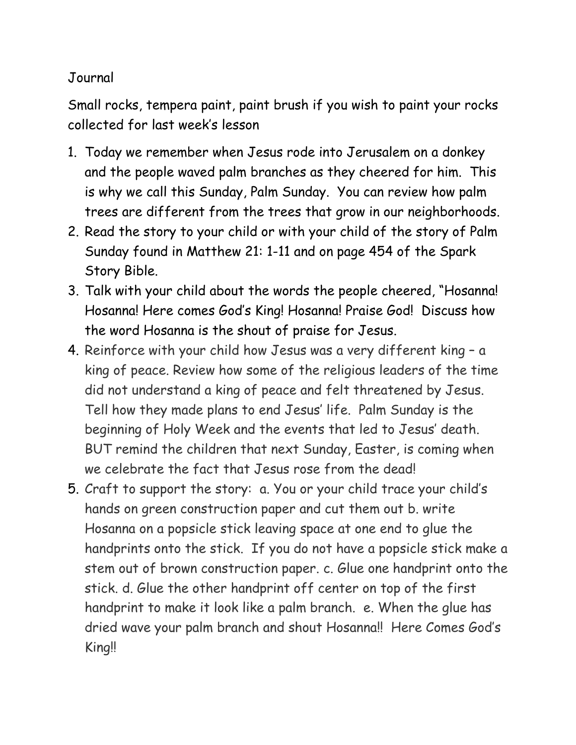Journal

Small rocks, tempera paint, paint brush if you wish to paint your rocks collected for last week's lesson

1. Today we remember when Jesus rode into Jerusalem on a donkey and the people waved palm branches as they cheered for him. This is why we call this Sunday, Palm Sunday. You can review how palm trees are different from the trees that grow in our neighborhoods.
2. Read the story to your child or with your child of the story of Palm Sunday found in Matthew 21: 1-11 and on page 454 of the Spark Story Bible.
3. Talk with your child about the words the people cheered, "Hosanna! Hosanna! Here comes God's King! Hosanna! Praise God! Discuss how the word Hosanna is the shout of praise for Jesus.
4. Reinforce with your child how Jesus was a very different king – a king of peace. Review how some of the religious leaders of the time did not understand a king of peace and felt threatened by Jesus. Tell how they made plans to end Jesus' life. Palm Sunday is the beginning of Holy Week and the events that led to Jesus' death. BUT remind the children that next Sunday, Easter, is coming when we celebrate the fact that Jesus rose from the dead!
5. Craft to support the story: a. You or your child trace your child's hands on green construction paper and cut them out b. write Hosanna on a popsicle stick leaving space at one end to glue the handprints onto the stick. If you do not have a popsicle stick make a stem out of brown construction paper. c. Glue one handprint onto the stick. d. Glue the other handprint off center on top of the first handprint to make it look like a palm branch. e. When the glue has dried wave your palm branch and shout Hosanna!! Here Comes God's King!!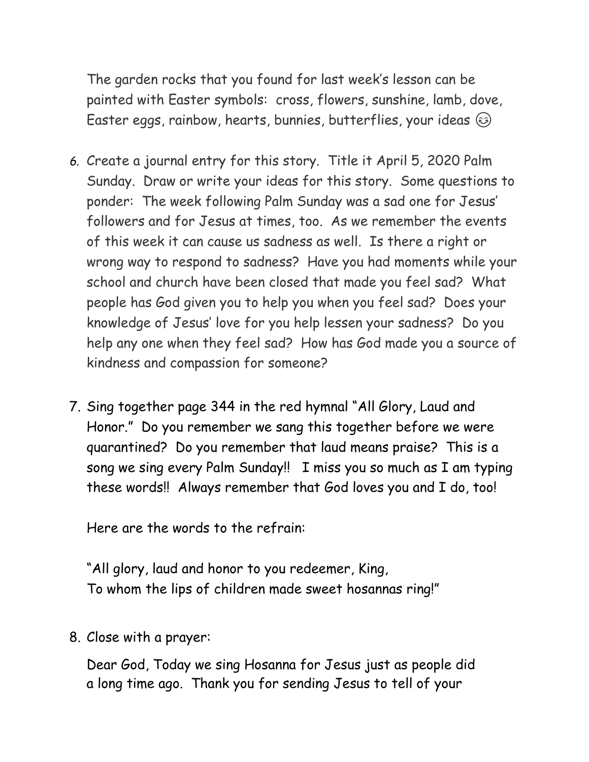The garden rocks that you found for last week's lesson can be painted with Easter symbols: cross, flowers, sunshine, lamb, dove, Easter eggs, rainbow, hearts, bunnies, butterflies, your ideas 😊

6. Create a journal entry for this story. Title it April 5, 2020 Palm Sunday. Draw or write your ideas for this story. Some questions to ponder: The week following Palm Sunday was a sad one for Jesus' followers and for Jesus at times, too. As we remember the events of this week it can cause us sadness as well. Is there a right or wrong way to respond to sadness? Have you had moments while your school and church have been closed that made you feel sad? What people has God given you to help you when you feel sad? Does your knowledge of Jesus' love for you help lessen your sadness? Do you help any one when they feel sad? How has God made you a source of kindness and compassion for someone?

7. Sing together page 344 in the red hymnal "All Glory, Laud and Honor." Do you remember we sang this together before we were quarantined? Do you remember that laud means praise? This is a song we sing every Palm Sunday!! I miss you so much as I am typing these words!! Always remember that God loves you and I do, too!

   Here are the words to the refrain:

   "All glory, laud and honor to you redeemer, King,
   To whom the lips of children made sweet hosannas ring!"

8. Close with a prayer:

   Dear God, Today we sing Hosanna for Jesus just as people did a long time ago. Thank you for sending Jesus to tell of your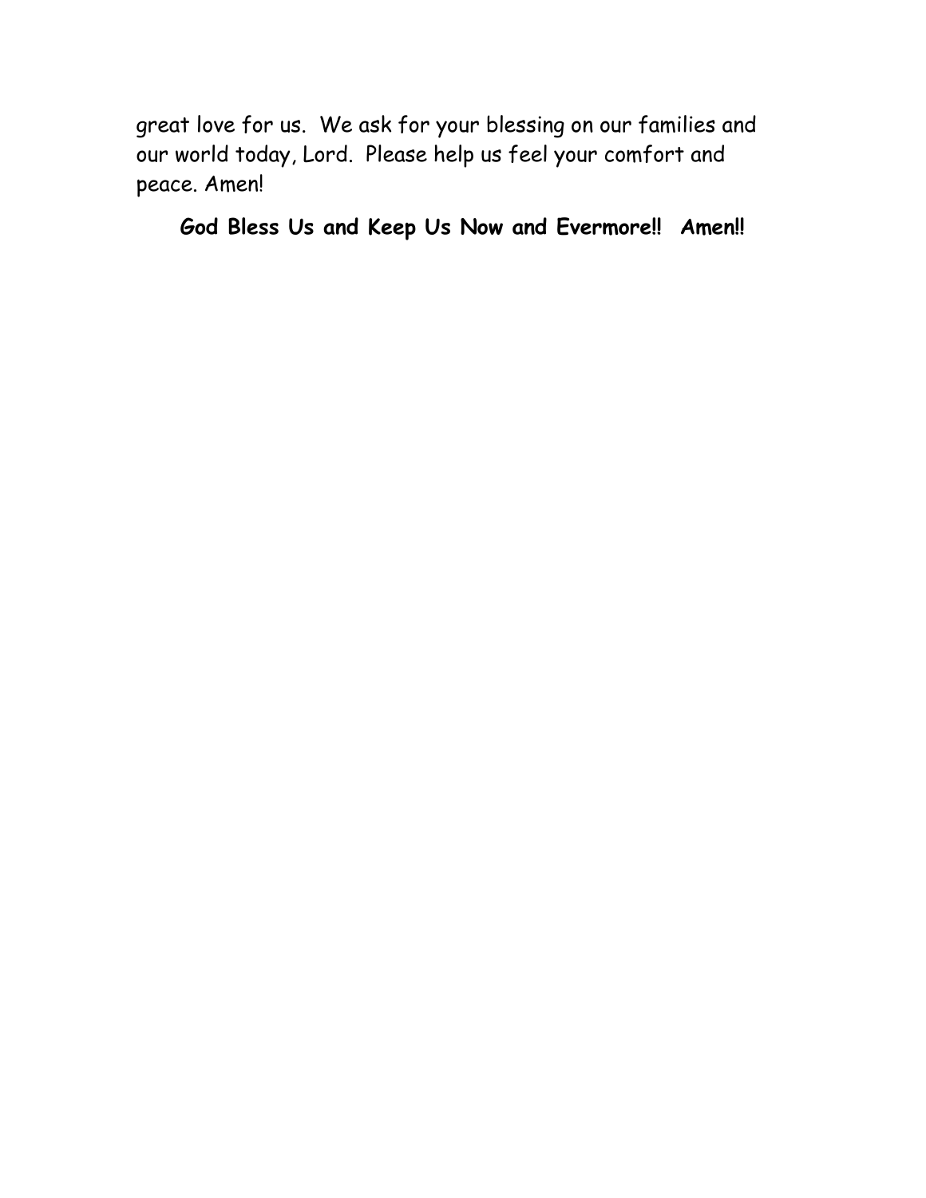great love for us. We ask for your blessing on our families and our world today, Lord. Please help us feel your comfort and peace. Amen!

**God Bless Us and Keep Us Now and Evermore!! Amen!!**